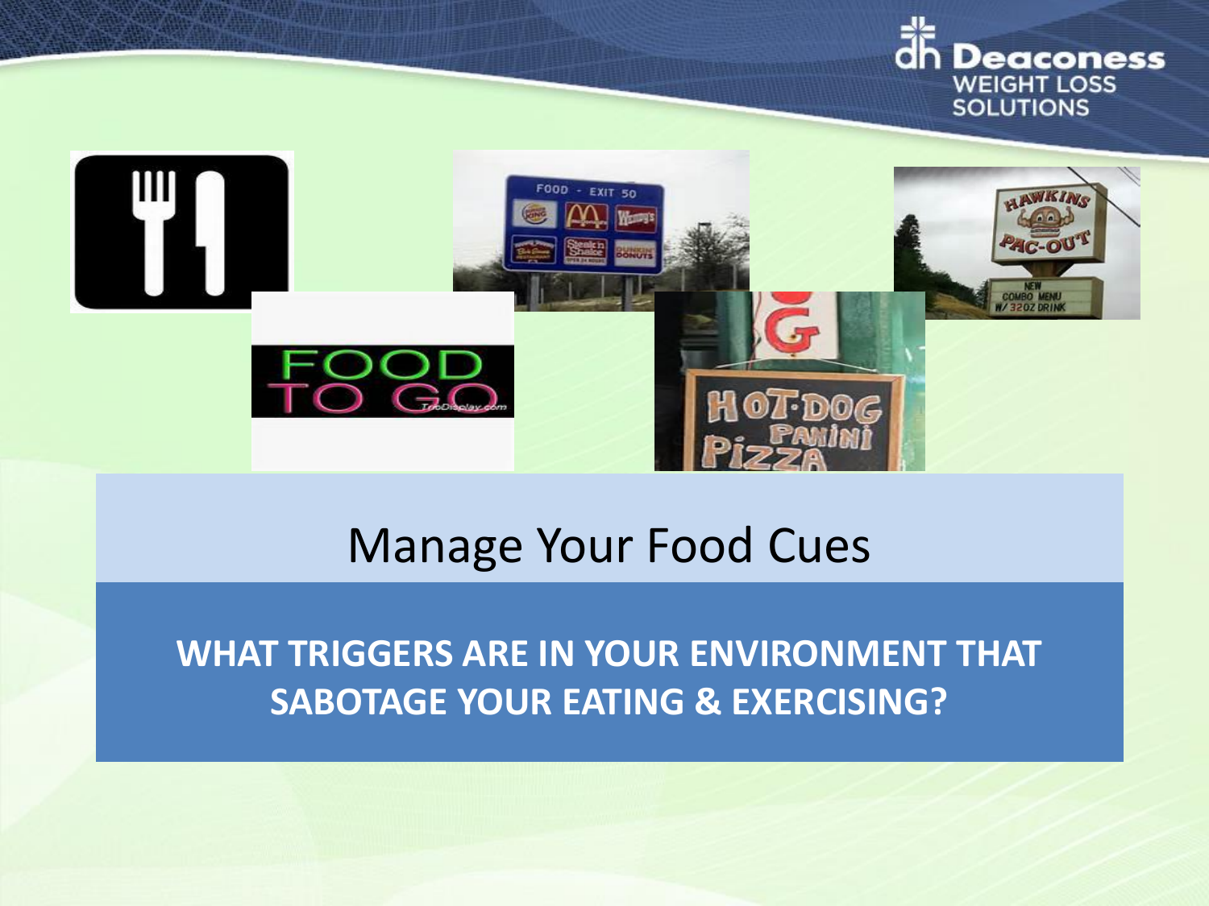# Manage Your Food Cues

**WHAT TRIGGERS ARE IN YOUR ENVIRONMENT THAT SABOTAGE YOUR EATING & EXERCISING?**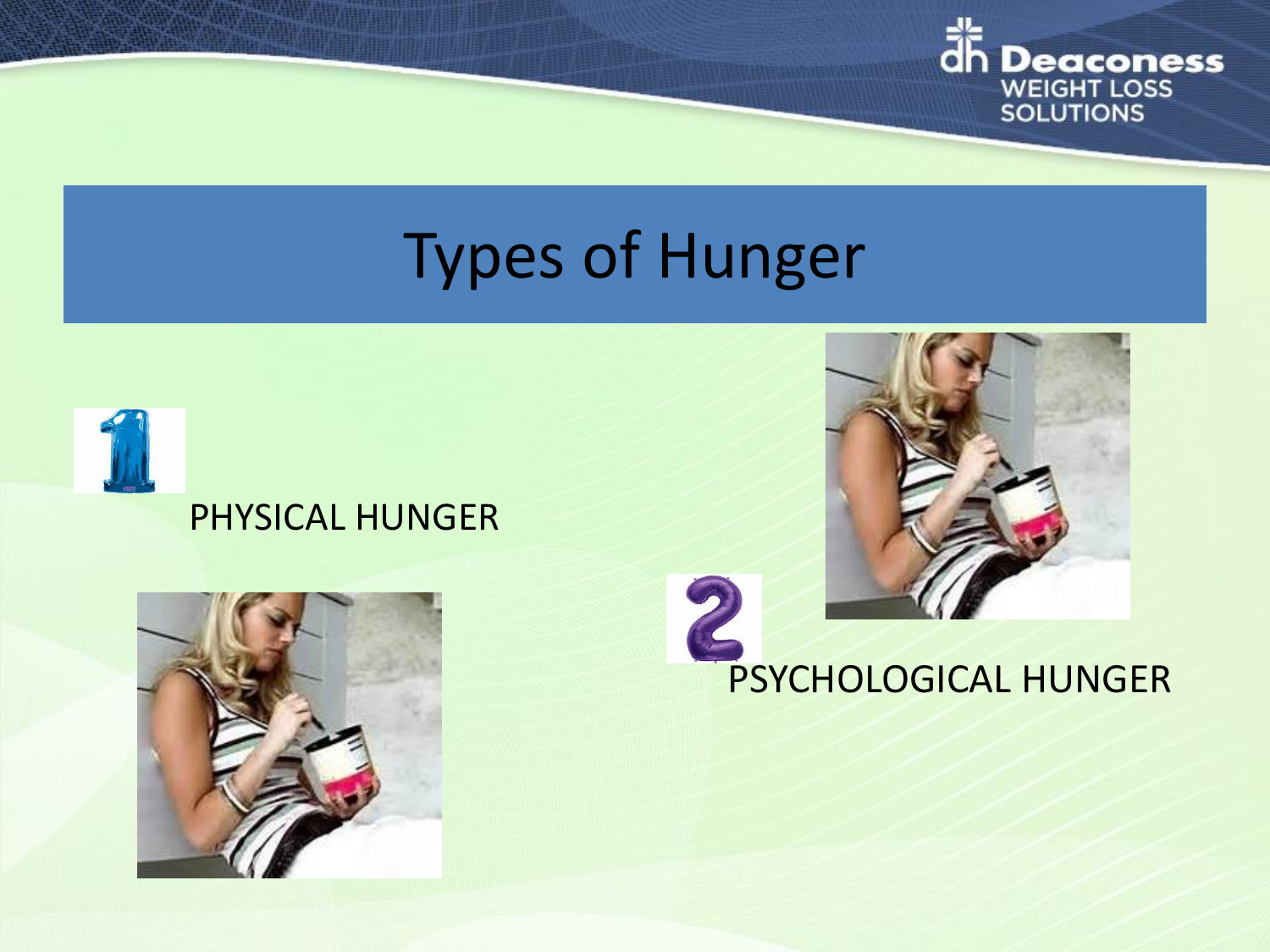# Types of Hunger

1. PHYSICAL HUNGER

2. PSYCHOLOGICAL HUNGER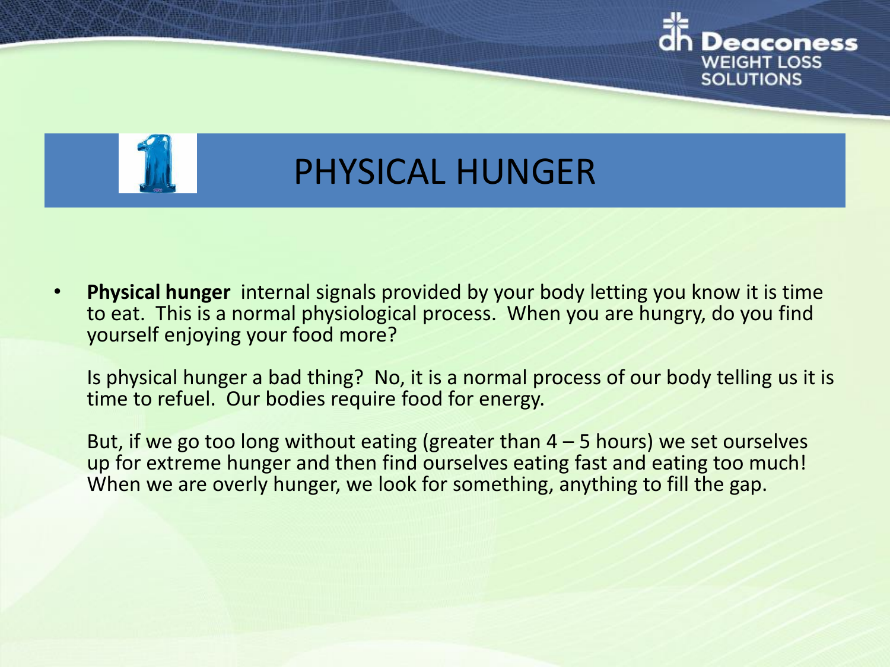# PHYSICAL HUNGER

- **Physical hunger** internal signals provided by your body letting you know it is time to eat. This is a normal physiological process. When you are hungry, do you find yourself enjoying your food more?

  Is physical hunger a bad thing? No, it is a normal process of our body telling us it is time to refuel. Our bodies require food for energy.

  But, if we go too long without eating (greater than 4 – 5 hours) we set ourselves up for extreme hunger and then find ourselves eating fast and eating too much! When we are overly hunger, we look for something, anything to fill the gap.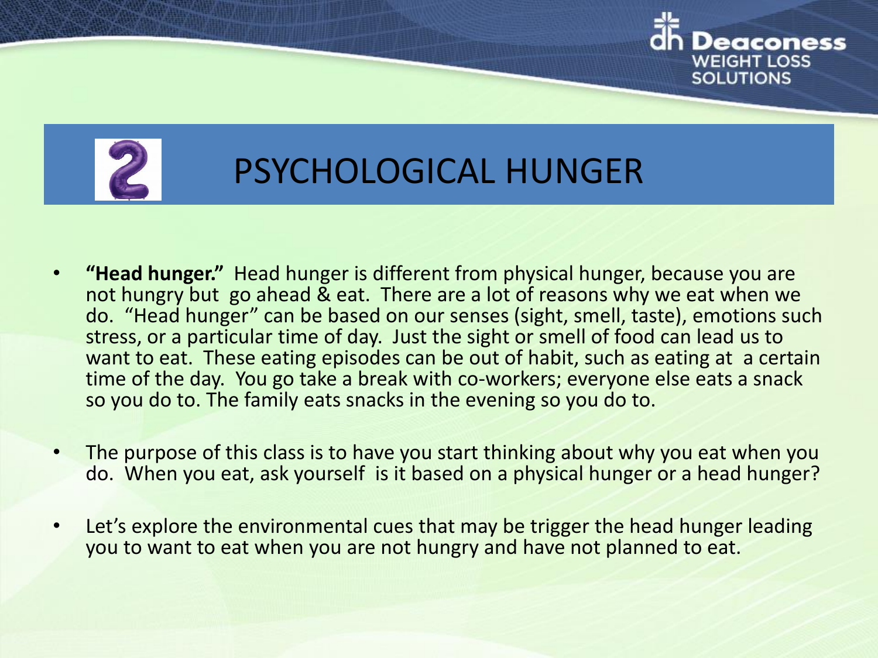# 2 PSYCHOLOGICAL HUNGER

- **"Head hunger."** Head hunger is different from physical hunger, because you are not hungry but go ahead & eat. There are a lot of reasons why we eat when we do. "Head hunger" can be based on our senses (sight, smell, taste), emotions such stress, or a particular time of day. Just the sight or smell of food can lead us to want to eat. These eating episodes can be out of habit, such as eating at a certain time of the day. You go take a break with co-workers; everyone else eats a snack so you do to. The family eats snacks in the evening so you do to.
- The purpose of this class is to have you start thinking about why you eat when you do. When you eat, ask yourself is it based on a physical hunger or a head hunger?
- Let's explore the environmental cues that may be trigger the head hunger leading you to want to eat when you are not hungry and have not planned to eat.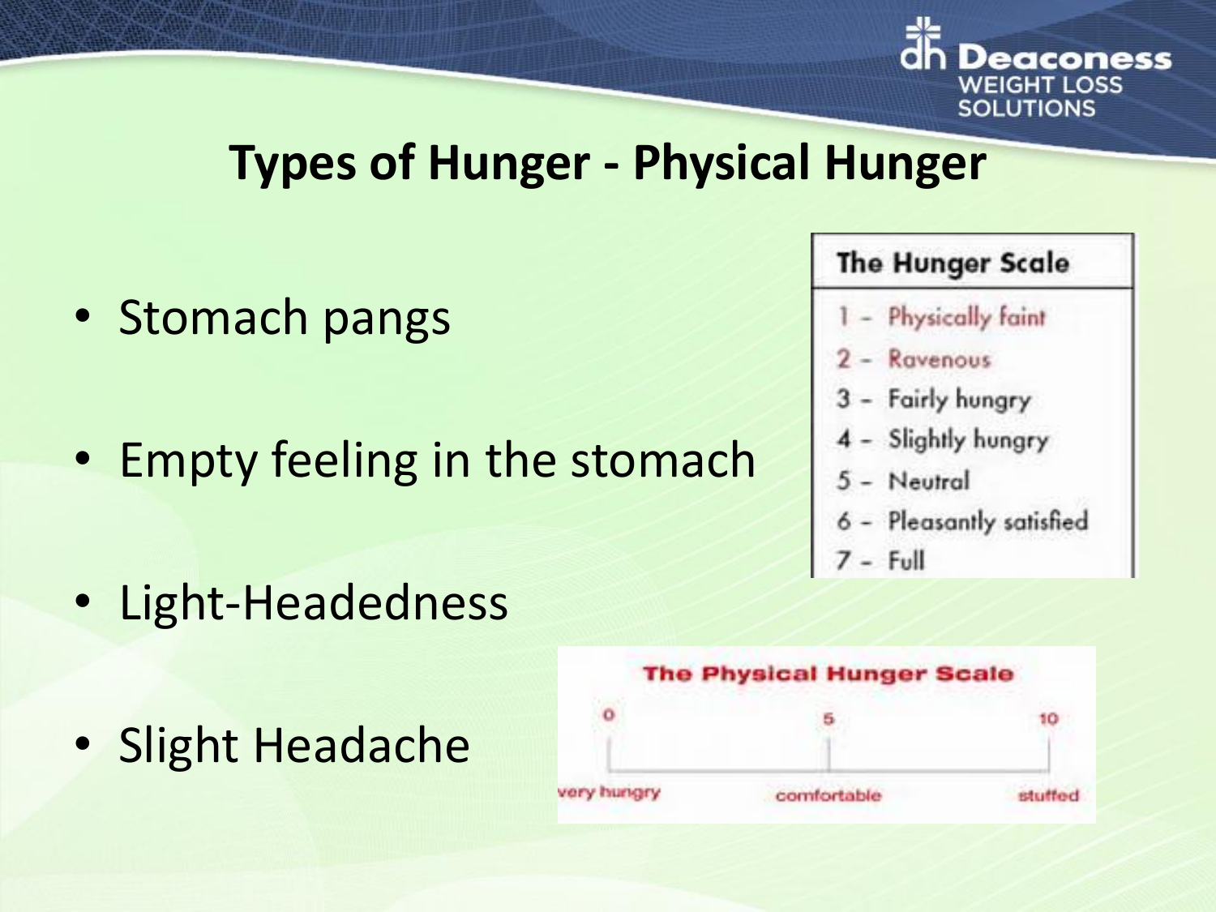# Types of Hunger - Physical Hunger

- Stomach pangs
- Empty feeling in the stomach
- Light-Headedness
- Slight Headache

**The Hunger Scale**

1 - Physically faint
2 - Ravenous
3 - Fairly hungry
4 - Slightly hungry
5 - Neutral
6 - Pleasantly satisfied
7 - Full

**The Physical Hunger Scale**

| 0 | 5 | 10 |
|---|---|---|
| very hungry | comfortable | stuffed |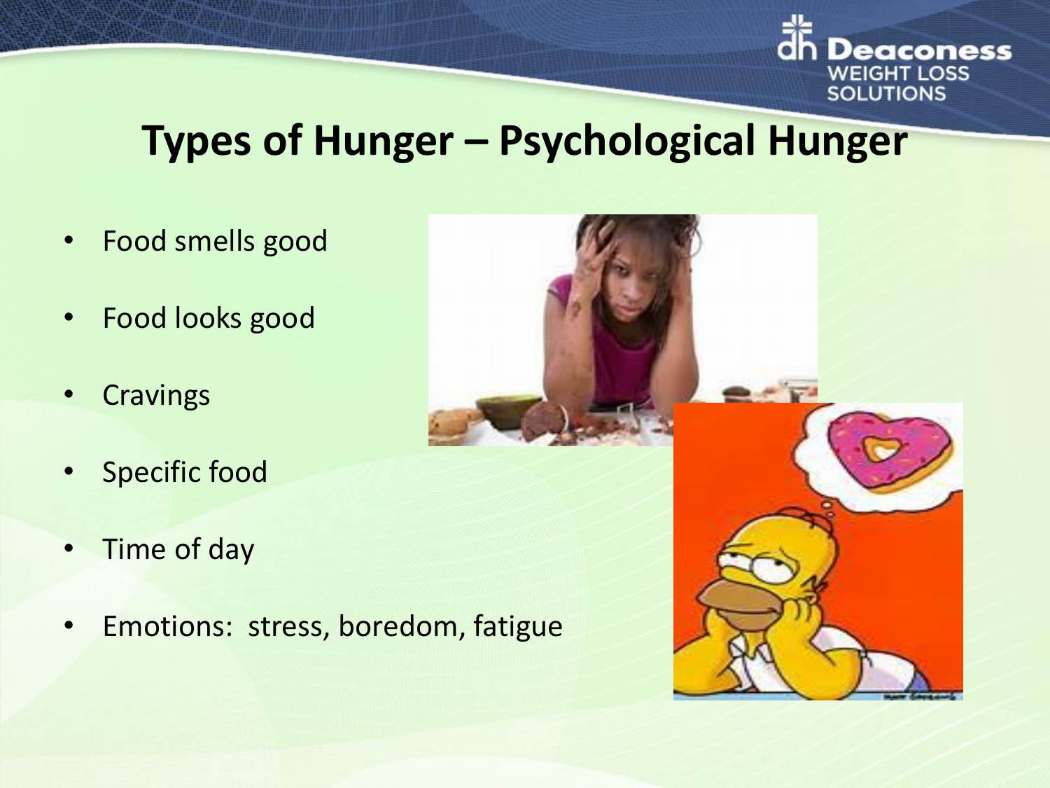# Types of Hunger – Psychological Hunger

- Food smells good
- Food looks good
- Cravings
- Specific food
- Time of day
- Emotions: stress, boredom, fatigue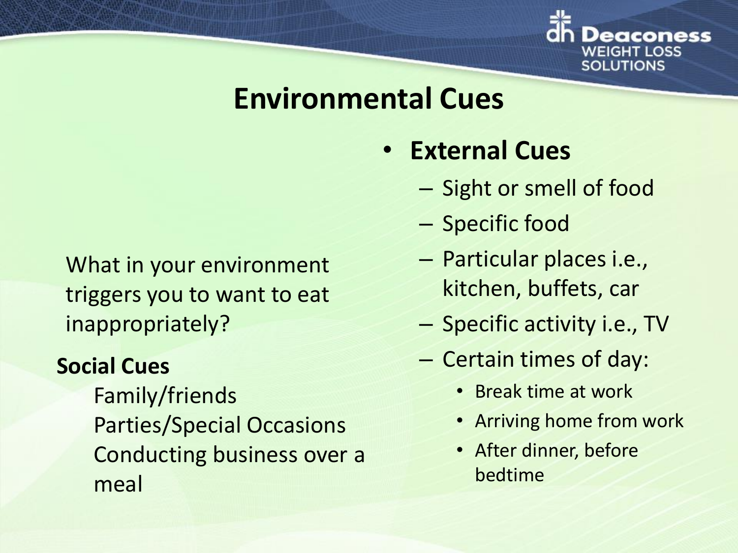# Environmental Cues

What in your environment triggers you to want to eat inappropriately?

**Social Cues**

- Family/friends
- Parties/Special Occasions
- Conducting business over a meal

- **External Cues**
  - Sight or smell of food
  - Specific food
  - Particular places i.e., kitchen, buffets, car
  - Specific activity i.e., TV
  - Certain times of day:
    - Break time at work
    - Arriving home from work
    - After dinner, before bedtime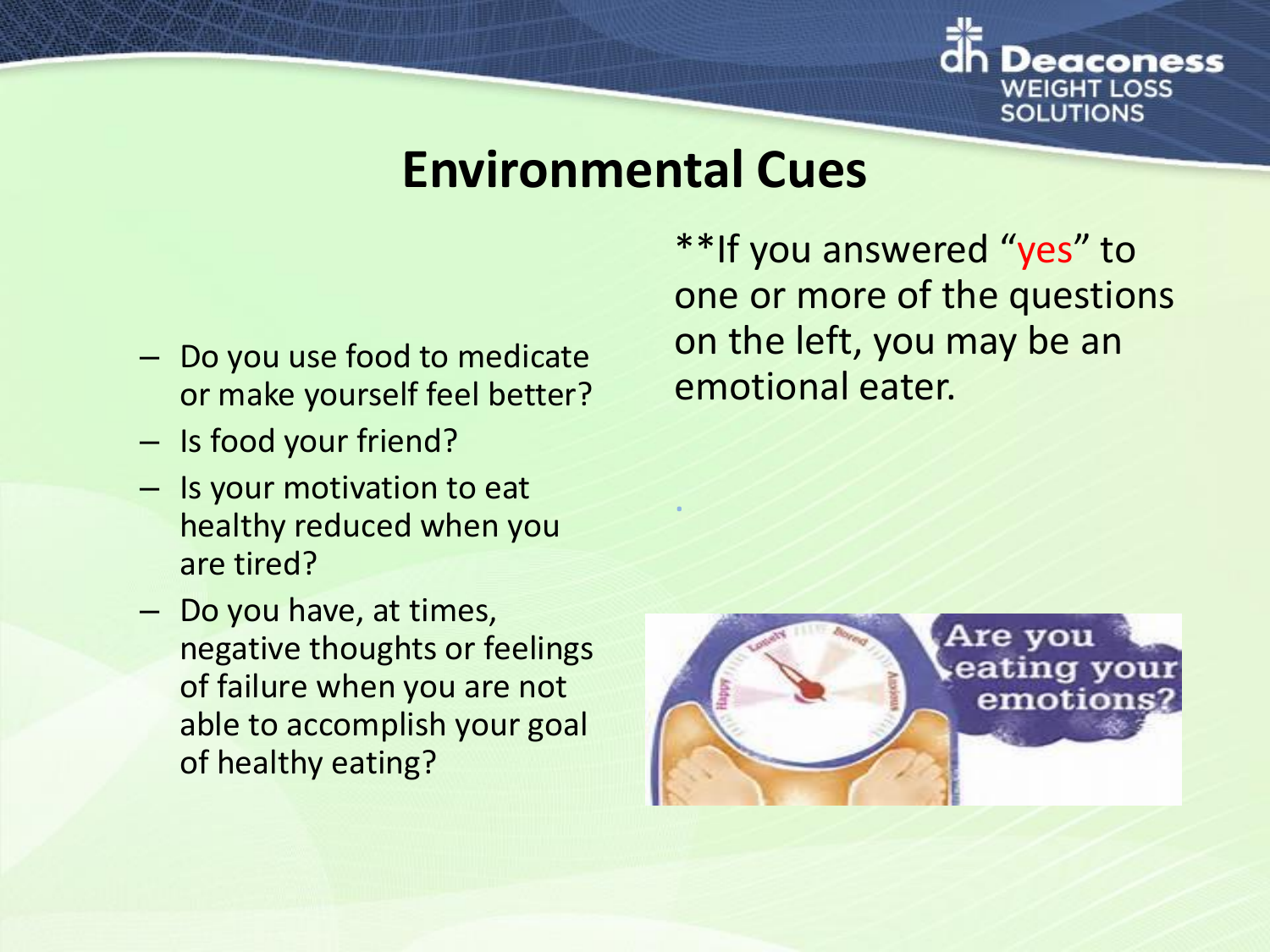## Environmental Cues

- Do you use food to medicate or make yourself feel better?
- Is food your friend?
- Is your motivation to eat healthy reduced when you are tired?
- Do you have, at times, negative thoughts or feelings of failure when you are not able to accomplish your goal of healthy eating?

**If you answered “yes” to one or more of the questions on the left, you may be an emotional eater.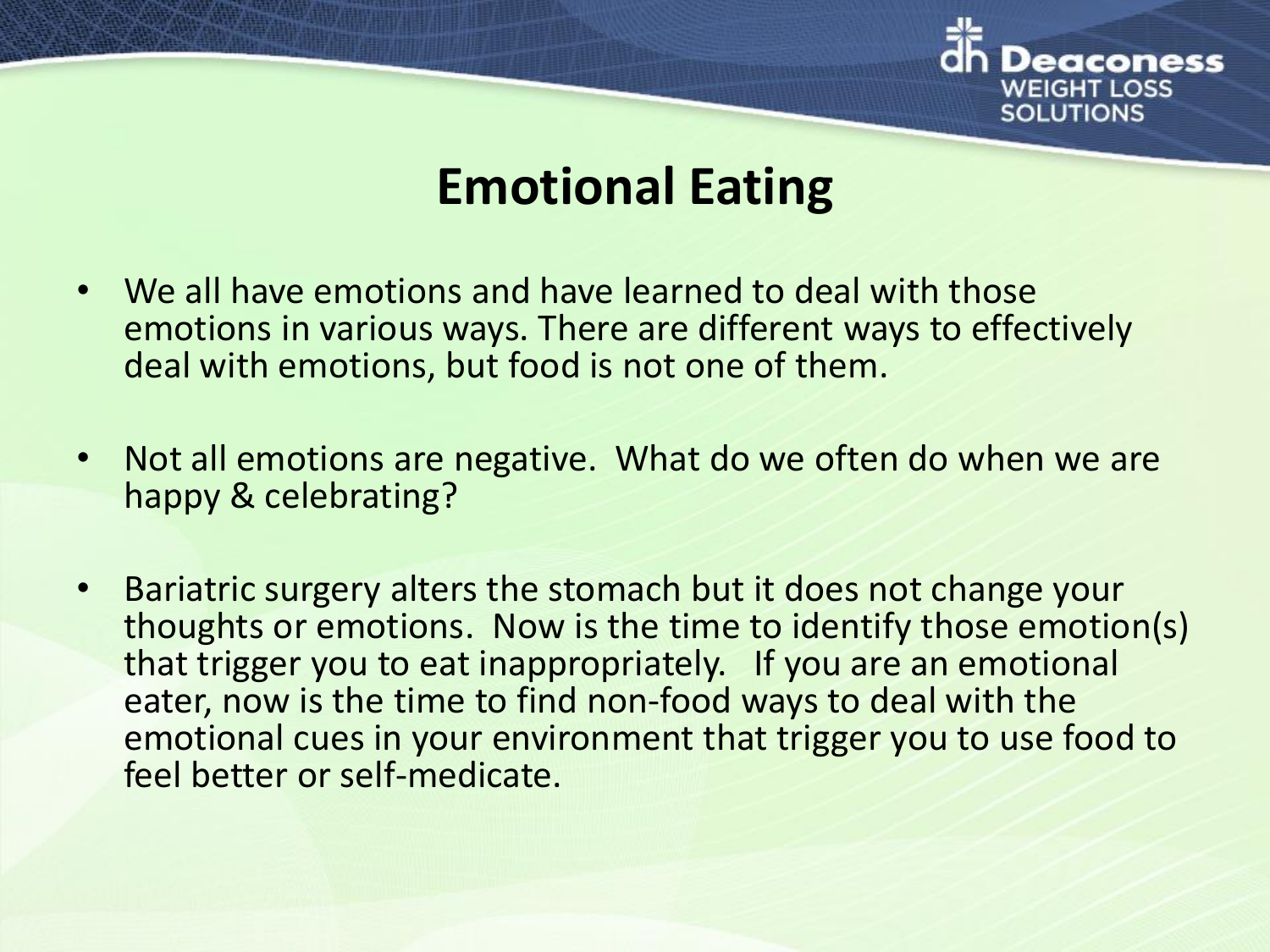# Emotional Eating

- We all have emotions and have learned to deal with those emotions in various ways. There are different ways to effectively deal with emotions, but food is not one of them.

- Not all emotions are negative. What do we often do when we are happy & celebrating?

- Bariatric surgery alters the stomach but it does not change your thoughts or emotions. Now is the time to identify those emotion(s) that trigger you to eat inappropriately. If you are an emotional eater, now is the time to find non-food ways to deal with the emotional cues in your environment that trigger you to use food to feel better or self-medicate.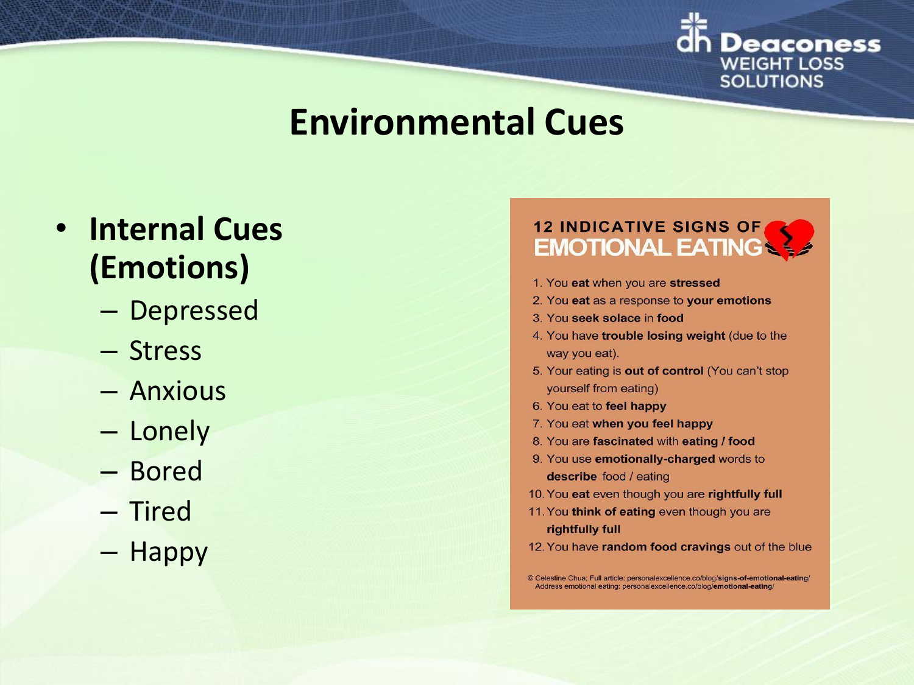# Environmental Cues

- **Internal Cues (Emotions)**
  - Depressed
  - Stress
  - Anxious
  - Lonely
  - Bored
  - Tired
  - Happy

## 12 INDICATIVE SIGNS OF EMOTIONAL EATING

1. You **eat** when you are **stressed**
2. You **eat** as a response to **your emotions**
3. You **seek solace** in **food**
4. You have **trouble losing weight** (due to the way you eat).
5. Your eating is **out of control** (You can't stop yourself from eating)
6. You eat to **feel happy**
7. You eat **when you feel happy**
8. You are **fascinated** with **eating / food**
9. You use **emotionally-charged** words to **describe** food / eating
10. You **eat** even though you are **rightfully full**
11. You **think of eating** even though you are **rightfully full**
12. You have **random food cravings** out of the blue

© Celestine Chua; Full article: personalexcellence.co/blog/**signs-of-emotional-eating**/
Address emotional eating: personalexcellence.co/blog/**emotional-eating**/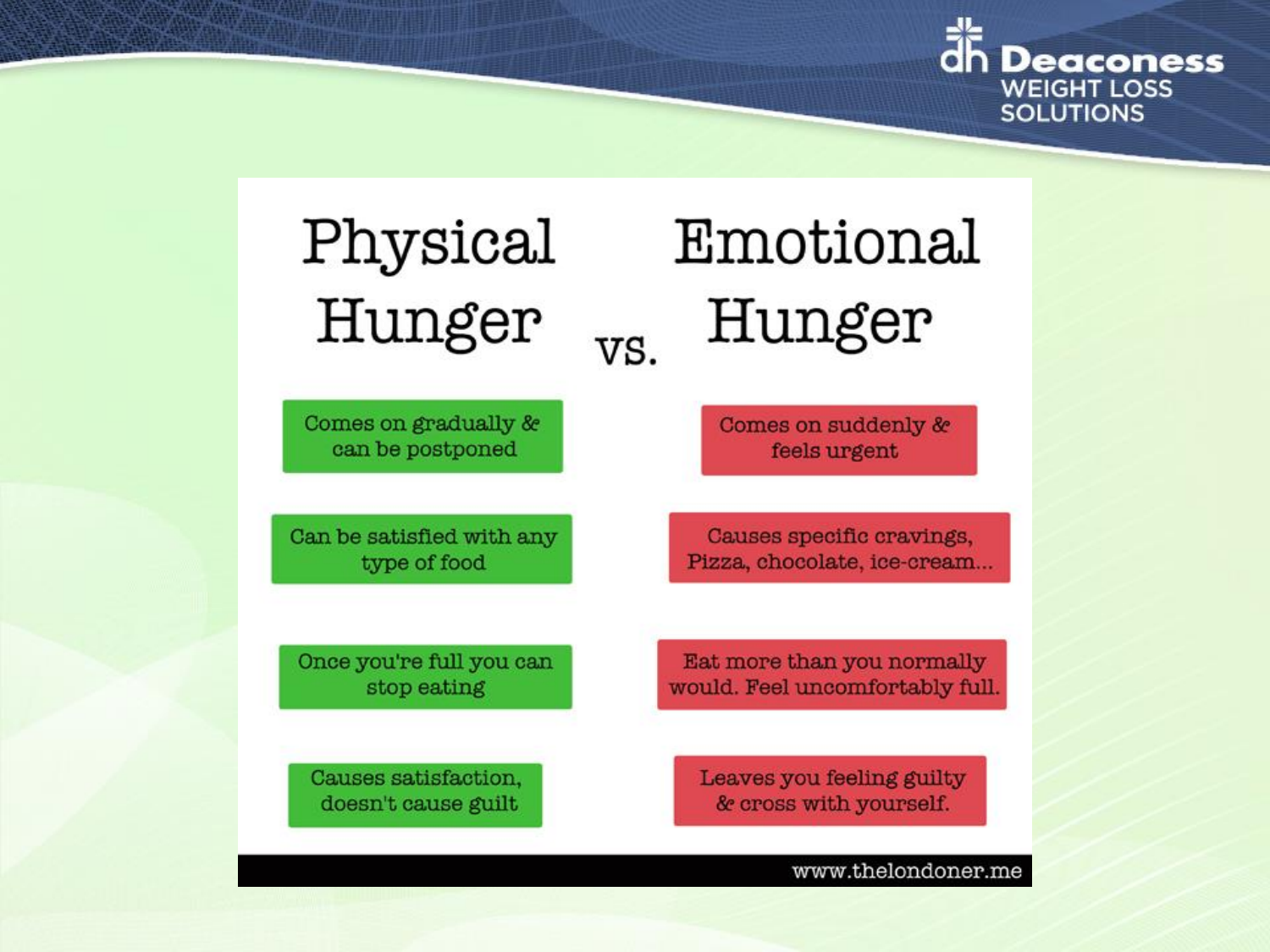# Physical Hunger vs. Emotional Hunger

| Physical Hunger | Emotional Hunger |
| --- | --- |
| Comes on gradually & can be postponed | Comes on suddenly & feels urgent |
| Can be satisfied with any type of food | Causes specific cravings, Pizza, chocolate, ice-cream... |
| Once you're full you can stop eating | Eat more than you normally would. Feel uncomfortably full. |
| Causes satisfaction, doesn't cause guilt | Leaves you feeling guilty & cross with yourself. |

www.thelondoner.me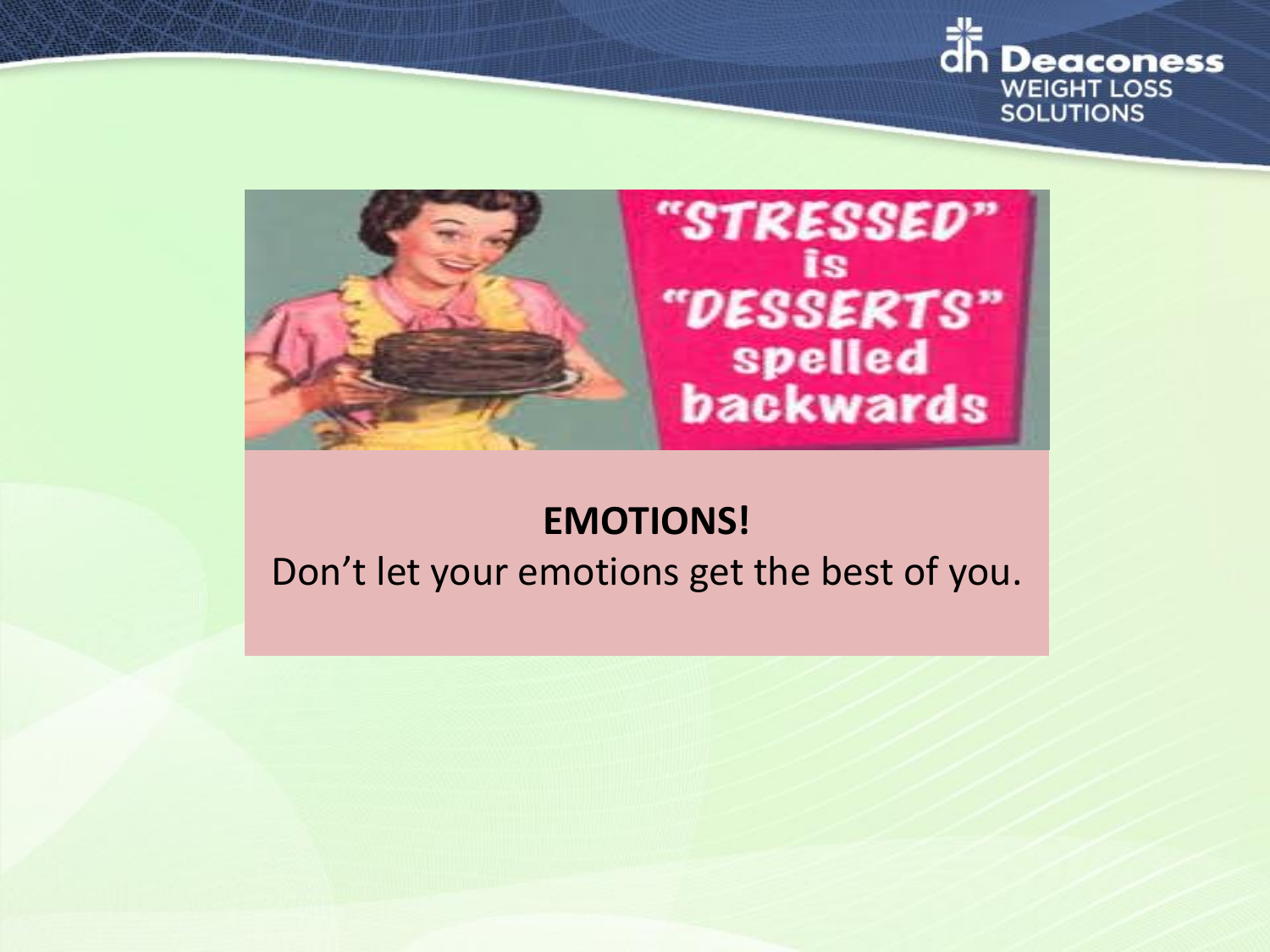"STRESSED" is "DESSERTS" spelled backwards

**EMOTIONS!**

Don't let your emotions get the best of you.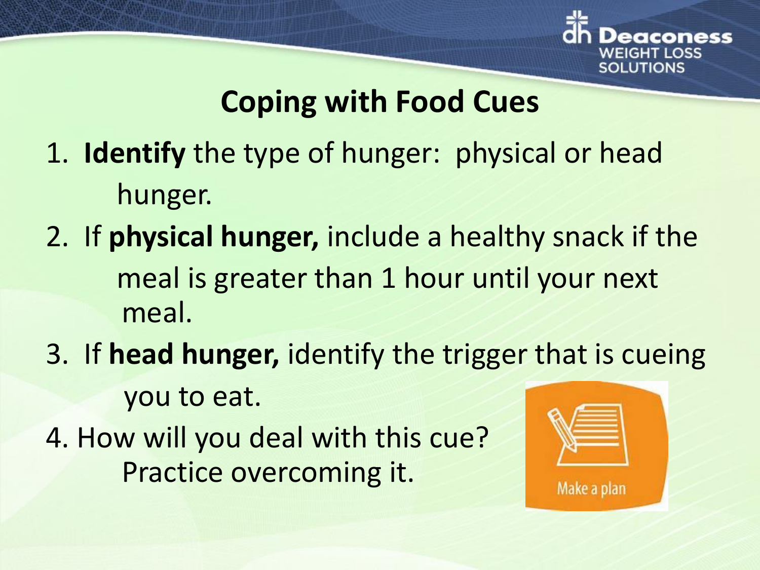## Coping with Food Cues

1. **Identify** the type of hunger: physical or head hunger.
2. If **physical hunger,** include a healthy snack if the meal is greater than 1 hour until your next meal.
3. If **head hunger,** identify the trigger that is cueing you to eat.
4. How will you deal with this cue? Practice overcoming it.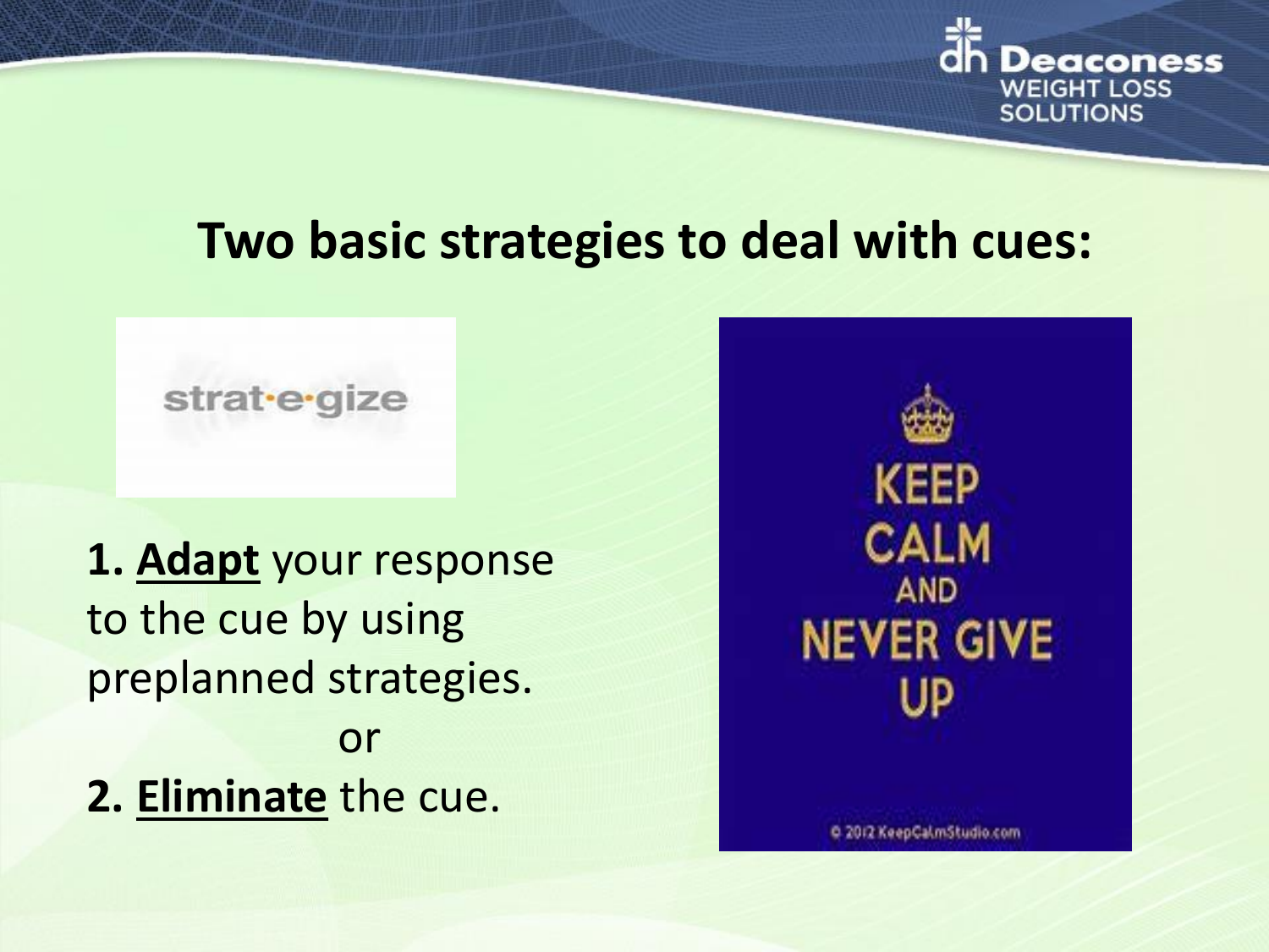## Two basic strategies to deal with cues:

**1. <u>Adapt</u>** your response to the cue by using preplanned strategies.

or

**2. <u>Eliminate</u>** the cue.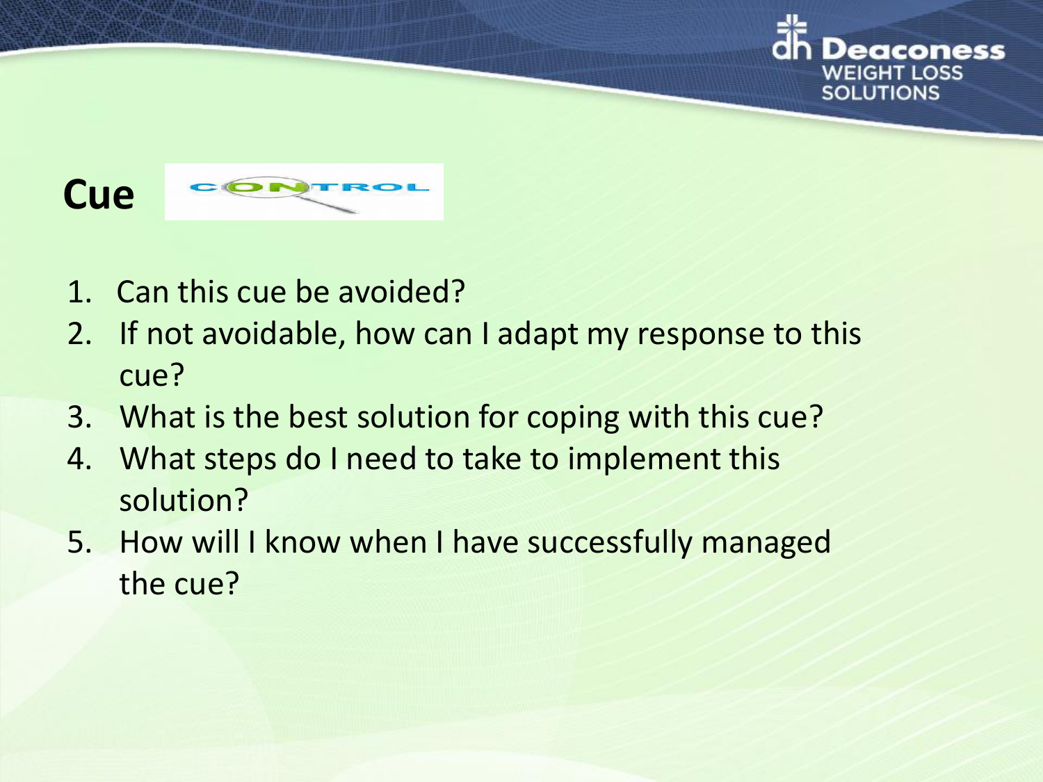# Cue CONTROL

1. Can this cue be avoided?
2. If not avoidable, how can I adapt my response to this cue?
3. What is the best solution for coping with this cue?
4. What steps do I need to take to implement this solution?
5. How will I know when I have successfully managed the cue?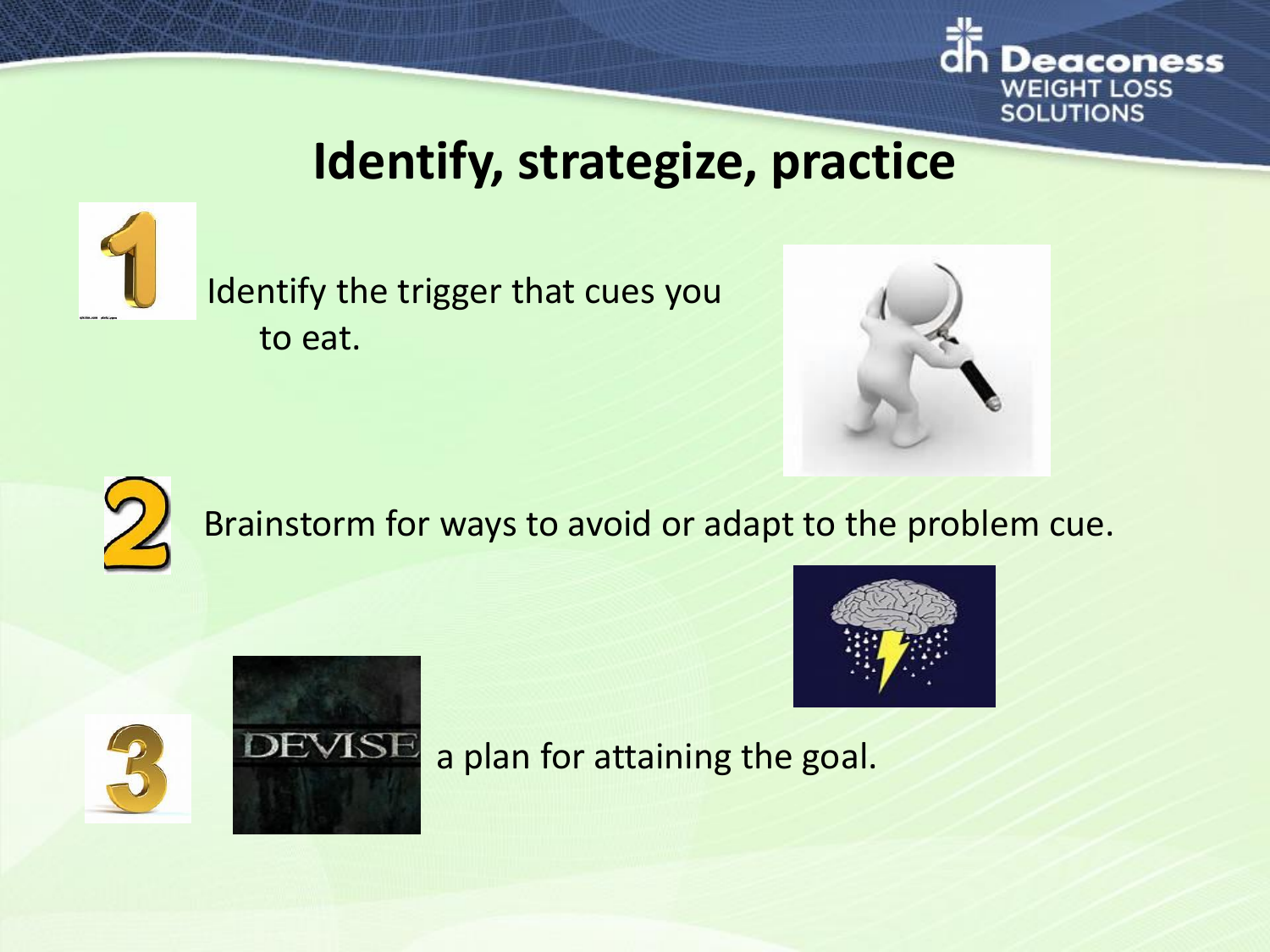# Identify, strategize, practice

1. Identify the trigger that cues you to eat.

2. Brainstorm for ways to avoid or adapt to the problem cue.

3. DEVISE a plan for attaining the goal.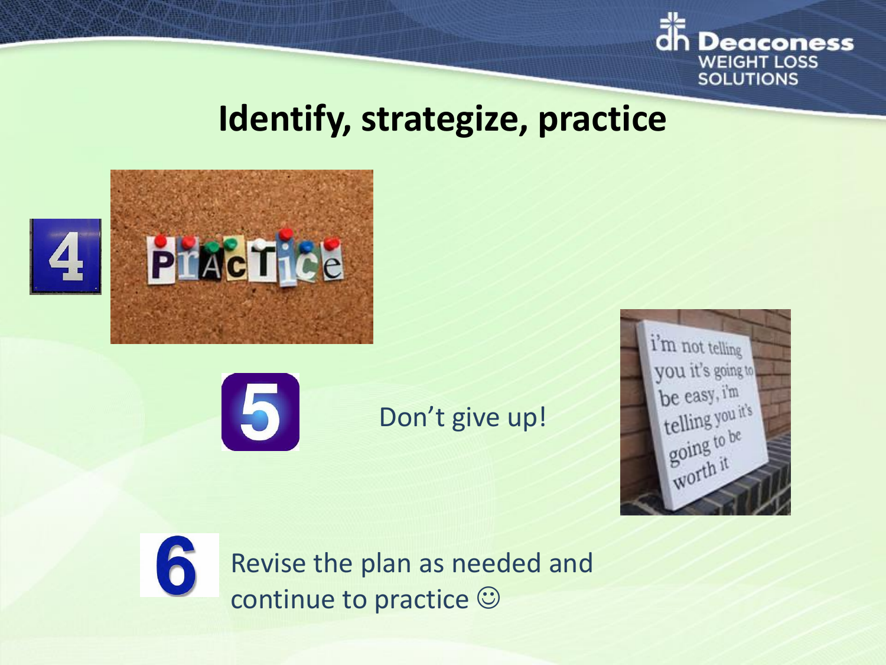# Identify, strategize, practice

4

5 Don't give up!

6 Revise the plan as needed and continue to practice ☺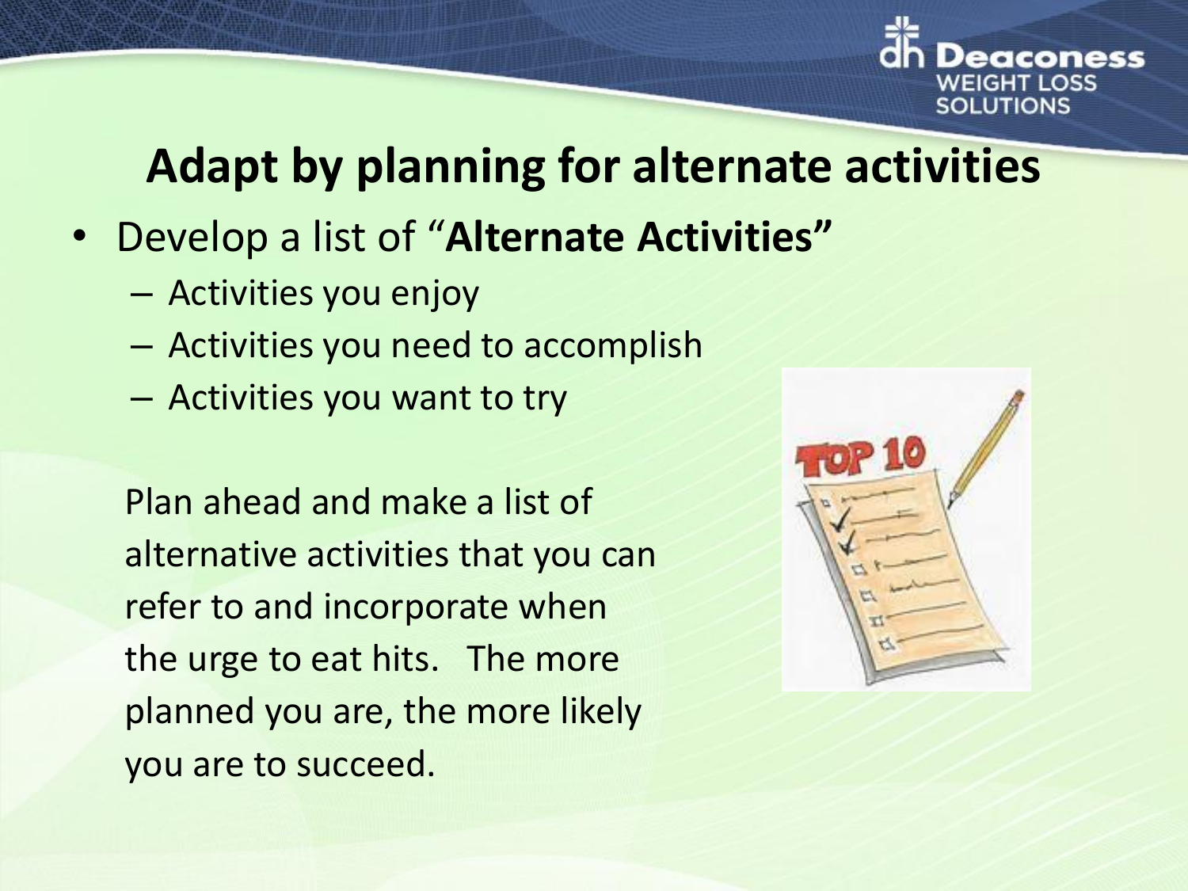## Adapt by planning for alternate activities

- Develop a list of "**Alternate Activities"**
  - Activities you enjoy
  - Activities you need to accomplish
  - Activities you want to try

Plan ahead and make a list of alternative activities that you can refer to and incorporate when the urge to eat hits. The more planned you are, the more likely you are to succeed.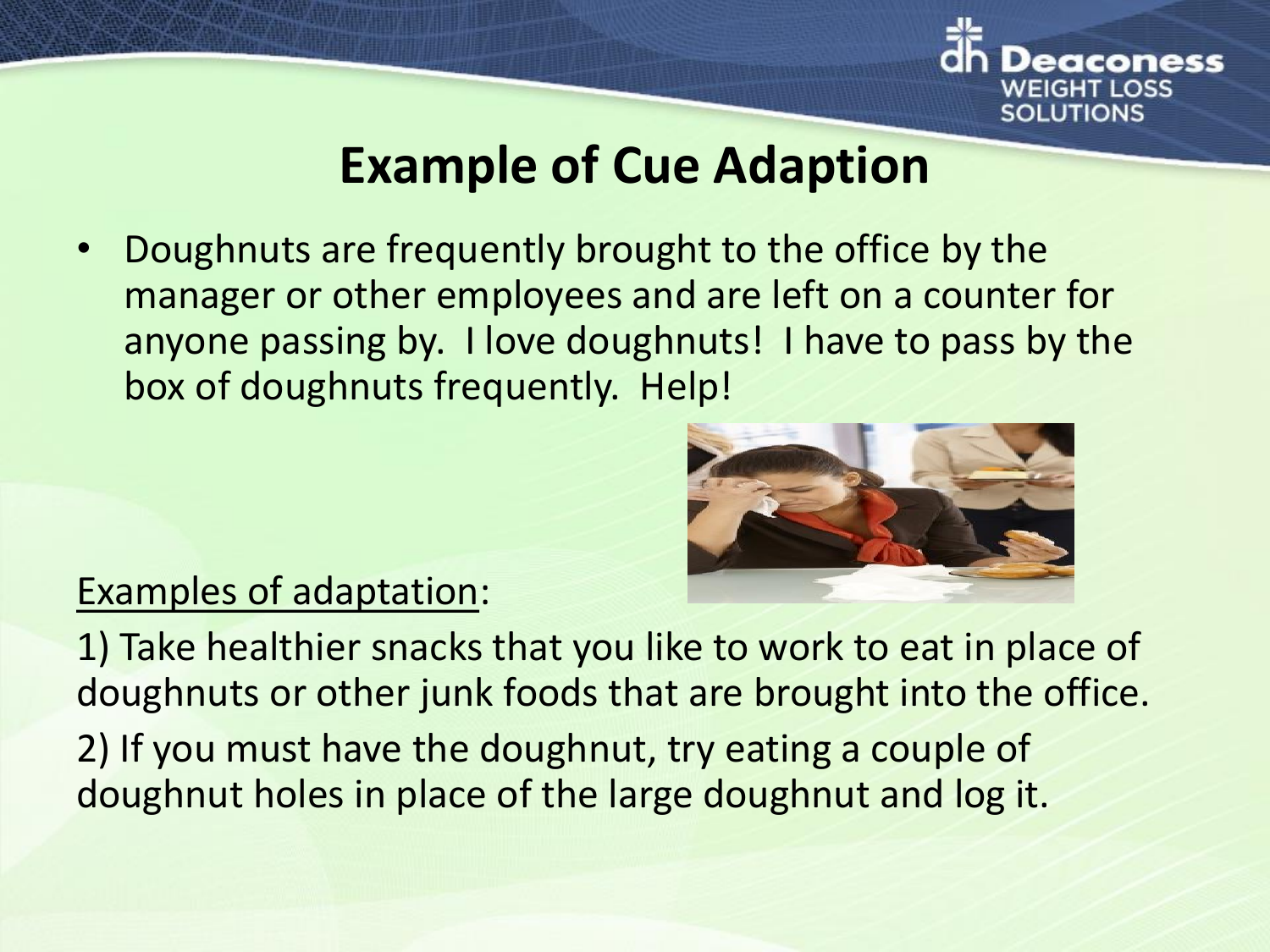# Example of Cue Adaption

- Doughnuts are frequently brought to the office by the manager or other employees and are left on a counter for anyone passing by. I love doughnuts! I have to pass by the box of doughnuts frequently. Help!

<u>Examples of adaptation</u>:

1) Take healthier snacks that you like to work to eat in place of doughnuts or other junk foods that are brought into the office.

2) If you must have the doughnut, try eating a couple of doughnut holes in place of the large doughnut and log it.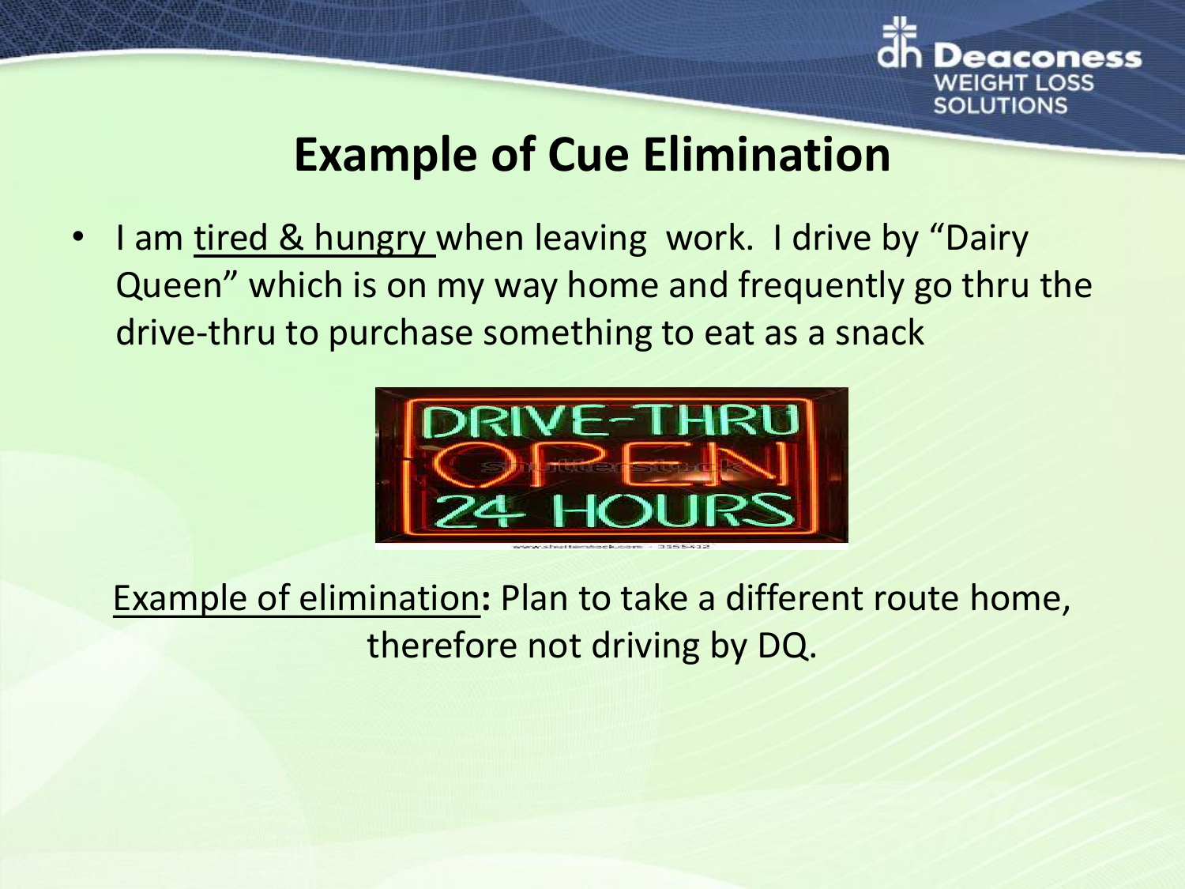# Example of Cue Elimination

- I am tired & hungry when leaving work. I drive by "Dairy Queen" which is on my way home and frequently go thru the drive-thru to purchase something to eat as a snack

Example of elimination: Plan to take a different route home, therefore not driving by DQ.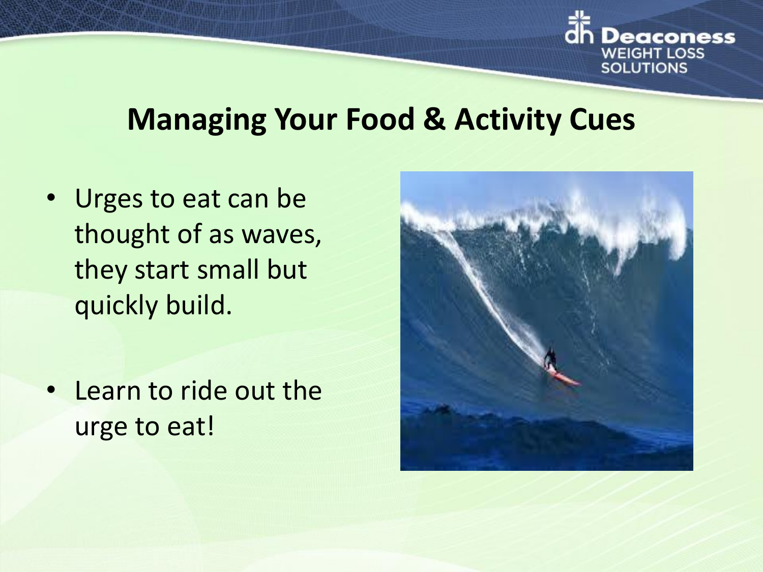## Managing Your Food & Activity Cues

- Urges to eat can be thought of as waves, they start small but quickly build.
- Learn to ride out the urge to eat!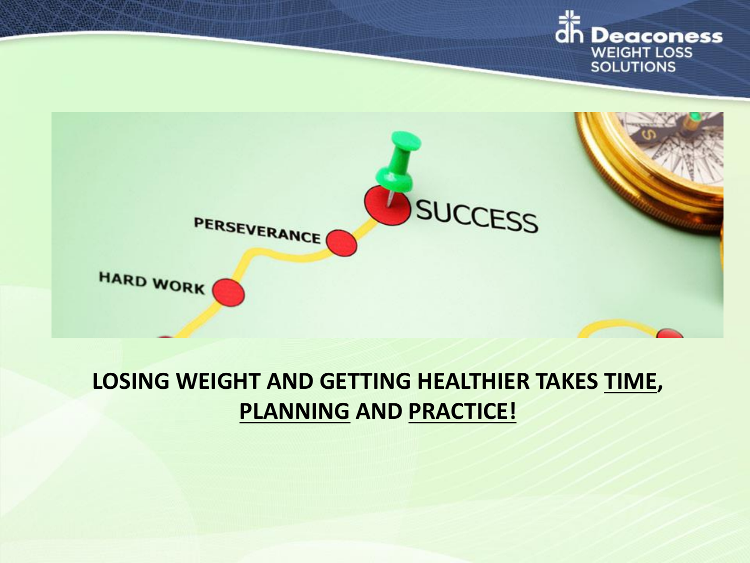**LOSING WEIGHT AND GETTING HEALTHIER TAKES TIME, PLANNING AND PRACTICE!**